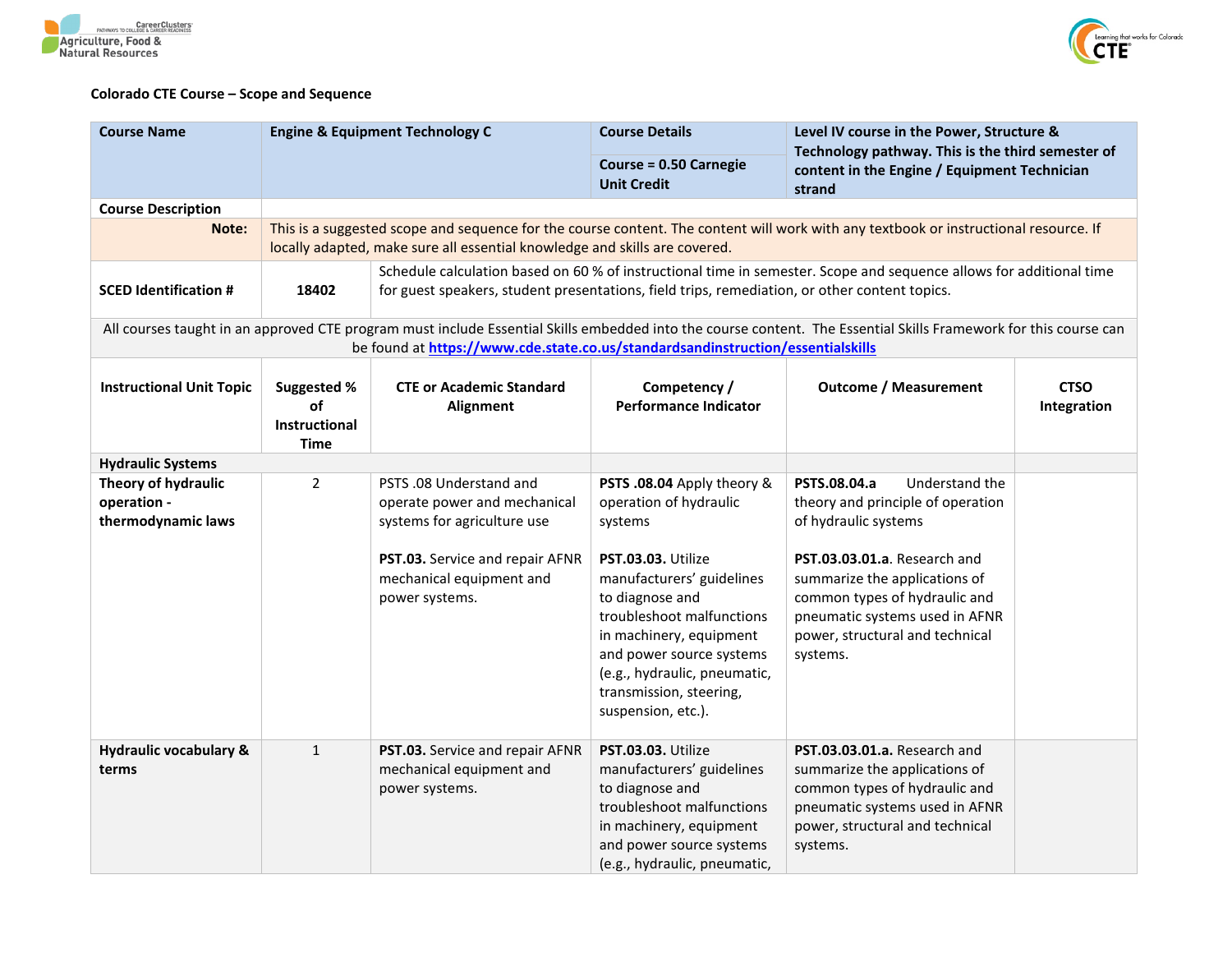**Colorado CTE Course – Scope and Sequence**

| Course Name | Engine & Equipment Technology C | Course Details | Level IV course in the Power, Structure & Technology pathway. This is the third semester of content in the Engine / Equipment Technician strand |
|---|---|---|---|
| | | Course = 0.50 Carnegie Unit Credit | |
| **Course Description** | | | |
| **Note:** | This is a suggested scope and sequence for the course content. The content will work with any textbook or instructional resource. If locally adapted, make sure all essential knowledge and skills are covered. | | |
| **SCED Identification #** | **18402** | Schedule calculation based on 60 % of instructional time in semester. Scope and sequence allows for additional time for guest speakers, student presentations, field trips, remediation, or other content topics. | |

All courses taught in an approved CTE program must include Essential Skills embedded into the course content. The Essential Skills Framework for this course can be found at https://www.cde.state.co.us/standardsandinstruction/essentialskills

| Instructional Unit Topic | Suggested % of Instructional Time | CTE or Academic Standard Alignment | Competency / Performance Indicator | Outcome / Measurement | CTSO Integration |
|---|---|---|---|---|---|
| **Hydraulic Systems** | | | | | |
| **Theory of hydraulic operation - thermodynamic laws** | 2 | PSTS .08 Understand and operate power and mechanical systems for agriculture use<br><br>**PST.03.** Service and repair AFNR mechanical equipment and power systems. | **PSTS .08.04** Apply theory & operation of hydraulic systems<br><br>**PST.03.03.** Utilize manufacturers' guidelines to diagnose and troubleshoot malfunctions in machinery, equipment and power source systems (e.g., hydraulic, pneumatic, transmission, steering, suspension, etc.). | **PSTS.08.04.a** Understand the theory and principle of operation of hydraulic systems<br><br>**PST.03.03.01.a**. Research and summarize the applications of common types of hydraulic and pneumatic systems used in AFNR power, structural and technical systems. | |
| **Hydraulic vocabulary & terms** | 1 | **PST.03.** Service and repair AFNR mechanical equipment and power systems. | **PST.03.03.** Utilize manufacturers' guidelines to diagnose and troubleshoot malfunctions in machinery, equipment and power source systems (e.g., hydraulic, pneumatic, | **PST.03.03.01.a.** Research and summarize the applications of common types of hydraulic and pneumatic systems used in AFNR power, structural and technical systems. | |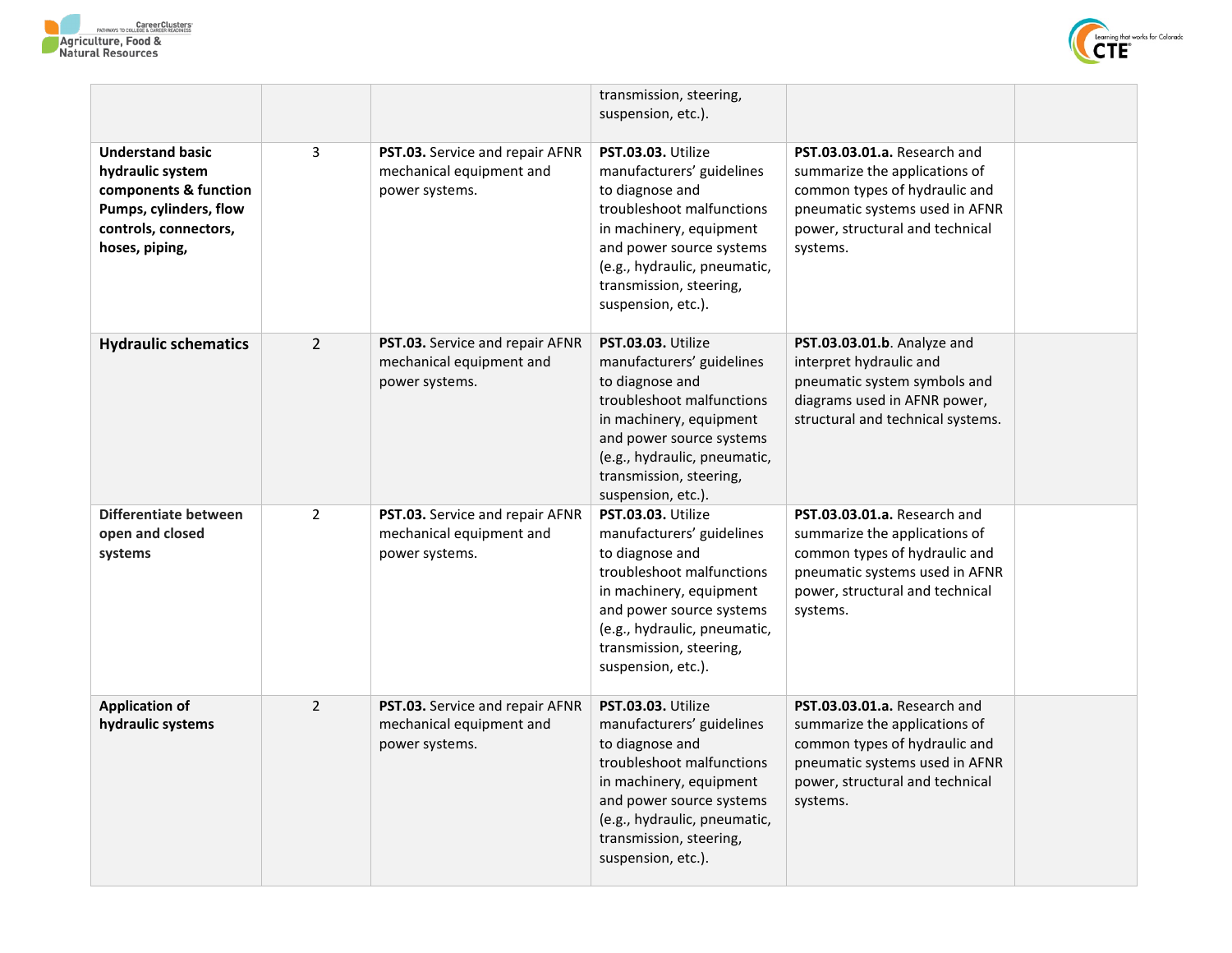| | | | | | |
|---|---|---|---|---|---|
| | | | transmission, steering, suspension, etc.). | | |
| **Understand basic hydraulic system components & function Pumps, cylinders, flow controls, connectors, hoses, piping,** | 3 | **PST.03.** Service and repair AFNR mechanical equipment and power systems. | **PST.03.03.** Utilize manufacturers' guidelines to diagnose and troubleshoot malfunctions in machinery, equipment and power source systems (e.g., hydraulic, pneumatic, transmission, steering, suspension, etc.). | **PST.03.03.01.a.** Research and summarize the applications of common types of hydraulic and pneumatic systems used in AFNR power, structural and technical systems. | |
| **Hydraulic schematics** | 2 | **PST.03.** Service and repair AFNR mechanical equipment and power systems. | **PST.03.03.** Utilize manufacturers' guidelines to diagnose and troubleshoot malfunctions in machinery, equipment and power source systems (e.g., hydraulic, pneumatic, transmission, steering, suspension, etc.). | **PST.03.03.01.b**. Analyze and interpret hydraulic and pneumatic system symbols and diagrams used in AFNR power, structural and technical systems. | |
| **Differentiate between open and closed systems** | 2 | **PST.03.** Service and repair AFNR mechanical equipment and power systems. | **PST.03.03.** Utilize manufacturers' guidelines to diagnose and troubleshoot malfunctions in machinery, equipment and power source systems (e.g., hydraulic, pneumatic, transmission, steering, suspension, etc.). | **PST.03.03.01.a.** Research and summarize the applications of common types of hydraulic and pneumatic systems used in AFNR power, structural and technical systems. | |
| **Application of hydraulic systems** | 2 | **PST.03.** Service and repair AFNR mechanical equipment and power systems. | **PST.03.03.** Utilize manufacturers' guidelines to diagnose and troubleshoot malfunctions in machinery, equipment and power source systems (e.g., hydraulic, pneumatic, transmission, steering, suspension, etc.). | **PST.03.03.01.a.** Research and summarize the applications of common types of hydraulic and pneumatic systems used in AFNR power, structural and technical systems. | |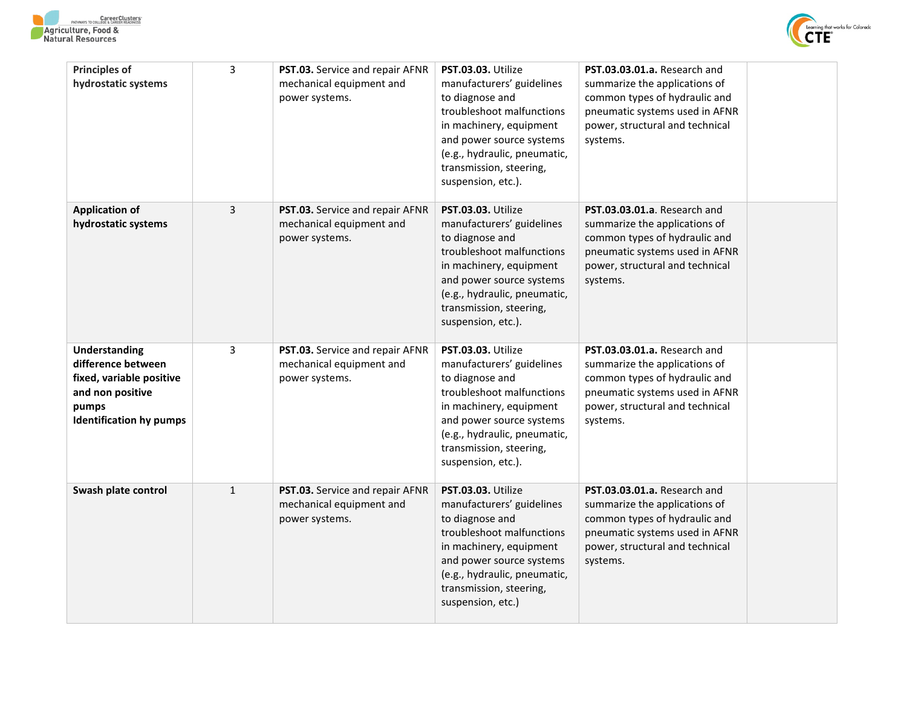| | | | | | |
|---|---|---|---|---|---|
| **Principles of hydrostatic systems** | 3 | **PST.03.** Service and repair AFNR mechanical equipment and power systems. | **PST.03.03.** Utilize manufacturers' guidelines to diagnose and troubleshoot malfunctions in machinery, equipment and power source systems (e.g., hydraulic, pneumatic, transmission, steering, suspension, etc.). | **PST.03.03.01.a.** Research and summarize the applications of common types of hydraulic and pneumatic systems used in AFNR power, structural and technical systems. | |
| **Application of hydrostatic systems** | 3 | **PST.03.** Service and repair AFNR mechanical equipment and power systems. | **PST.03.03.** Utilize manufacturers' guidelines to diagnose and troubleshoot malfunctions in machinery, equipment and power source systems (e.g., hydraulic, pneumatic, transmission, steering, suspension, etc.). | **PST.03.03.01.a**. Research and summarize the applications of common types of hydraulic and pneumatic systems used in AFNR power, structural and technical systems. | |
| **Understanding difference between fixed, variable positive and non positive pumps Identification hy pumps** | 3 | **PST.03.** Service and repair AFNR mechanical equipment and power systems. | **PST.03.03.** Utilize manufacturers' guidelines to diagnose and troubleshoot malfunctions in machinery, equipment and power source systems (e.g., hydraulic, pneumatic, transmission, steering, suspension, etc.). | **PST.03.03.01.a.** Research and summarize the applications of common types of hydraulic and pneumatic systems used in AFNR power, structural and technical systems. | |
| **Swash plate control** | 1 | **PST.03.** Service and repair AFNR mechanical equipment and power systems. | **PST.03.03.** Utilize manufacturers' guidelines to diagnose and troubleshoot malfunctions in machinery, equipment and power source systems (e.g., hydraulic, pneumatic, transmission, steering, suspension, etc.) | **PST.03.03.01.a.** Research and summarize the applications of common types of hydraulic and pneumatic systems used in AFNR power, structural and technical systems. | |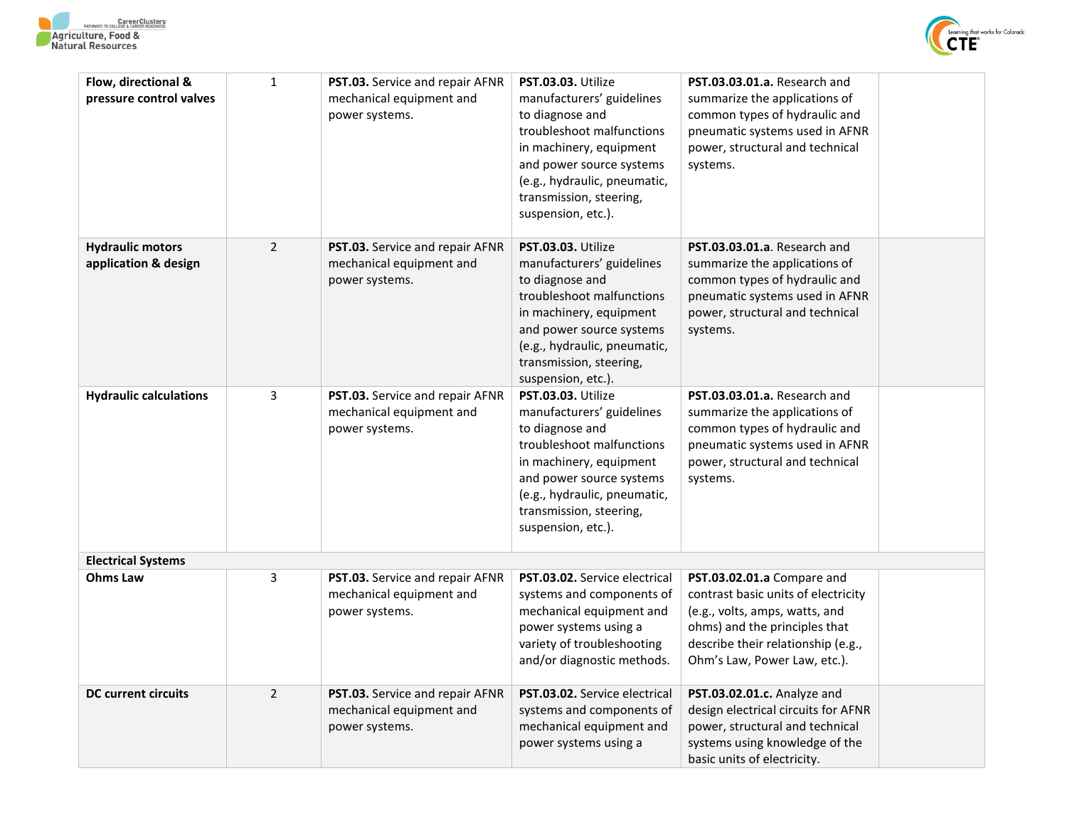| | | | | | |
|---|---|---|---|---|---|
| **Flow, directional & pressure control valves** | 1 | **PST.03.** Service and repair AFNR mechanical equipment and power systems. | **PST.03.03.** Utilize manufacturers' guidelines to diagnose and troubleshoot malfunctions in machinery, equipment and power source systems (e.g., hydraulic, pneumatic, transmission, steering, suspension, etc.). | **PST.03.03.01.a.** Research and summarize the applications of common types of hydraulic and pneumatic systems used in AFNR power, structural and technical systems. | |
| **Hydraulic motors application & design** | 2 | **PST.03.** Service and repair AFNR mechanical equipment and power systems. | **PST.03.03.** Utilize manufacturers' guidelines to diagnose and troubleshoot malfunctions in machinery, equipment and power source systems (e.g., hydraulic, pneumatic, transmission, steering, suspension, etc.). | **PST.03.03.01.a**. Research and summarize the applications of common types of hydraulic and pneumatic systems used in AFNR power, structural and technical systems. | |
| **Hydraulic calculations** | 3 | **PST.03.** Service and repair AFNR mechanical equipment and power systems. | **PST.03.03.** Utilize manufacturers' guidelines to diagnose and troubleshoot malfunctions in machinery, equipment and power source systems (e.g., hydraulic, pneumatic, transmission, steering, suspension, etc.). | **PST.03.03.01.a.** Research and summarize the applications of common types of hydraulic and pneumatic systems used in AFNR power, structural and technical systems. | |
| **Electrical Systems** | | | | | |
| **Ohms Law** | 3 | **PST.03.** Service and repair AFNR mechanical equipment and power systems. | **PST.03.02.** Service electrical systems and components of mechanical equipment and power systems using a variety of troubleshooting and/or diagnostic methods. | **PST.03.02.01.a** Compare and contrast basic units of electricity (e.g., volts, amps, watts, and ohms) and the principles that describe their relationship (e.g., Ohm's Law, Power Law, etc.). | |
| **DC current circuits** | 2 | **PST.03.** Service and repair AFNR mechanical equipment and power systems. | **PST.03.02.** Service electrical systems and components of mechanical equipment and power systems using a | **PST.03.02.01.c.** Analyze and design electrical circuits for AFNR power, structural and technical systems using knowledge of the basic units of electricity. | |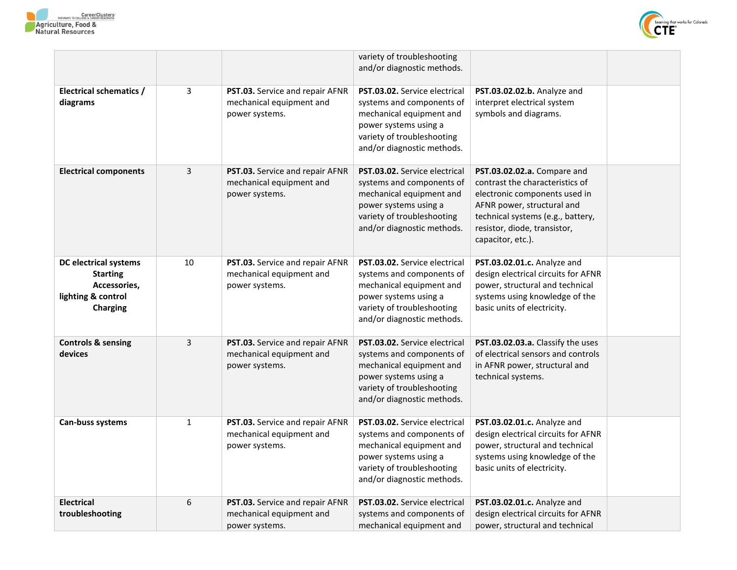| | | | variety of troubleshooting and/or diagnostic methods. | | |
|---|---|---|---|---|---|
| **Electrical schematics / diagrams** | 3 | **PST.03.** Service and repair AFNR mechanical equipment and power systems. | **PST.03.02.** Service electrical systems and components of mechanical equipment and power systems using a variety of troubleshooting and/or diagnostic methods. | **PST.03.02.02.b.** Analyze and interpret electrical system symbols and diagrams. | |
| **Electrical components** | 3 | **PST.03.** Service and repair AFNR mechanical equipment and power systems. | **PST.03.02.** Service electrical systems and components of mechanical equipment and power systems using a variety of troubleshooting and/or diagnostic methods. | **PST.03.02.02.a.** Compare and contrast the characteristics of electronic components used in AFNR power, structural and technical systems (e.g., battery, resistor, diode, transistor, capacitor, etc.). | |
| **DC electrical systems Starting Accessories, lighting & control Charging** | 10 | **PST.03.** Service and repair AFNR mechanical equipment and power systems. | **PST.03.02.** Service electrical systems and components of mechanical equipment and power systems using a variety of troubleshooting and/or diagnostic methods. | **PST.03.02.01.c.** Analyze and design electrical circuits for AFNR power, structural and technical systems using knowledge of the basic units of electricity. | |
| **Controls & sensing devices** | 3 | **PST.03.** Service and repair AFNR mechanical equipment and power systems. | **PST.03.02.** Service electrical systems and components of mechanical equipment and power systems using a variety of troubleshooting and/or diagnostic methods. | **PST.03.02.03.a.** Classify the uses of electrical sensors and controls in AFNR power, structural and technical systems. | |
| **Can-buss systems** | 1 | **PST.03.** Service and repair AFNR mechanical equipment and power systems. | **PST.03.02.** Service electrical systems and components of mechanical equipment and power systems using a variety of troubleshooting and/or diagnostic methods. | **PST.03.02.01.c.** Analyze and design electrical circuits for AFNR power, structural and technical systems using knowledge of the basic units of electricity. | |
| **Electrical troubleshooting** | 6 | **PST.03.** Service and repair AFNR mechanical equipment and power systems. | **PST.03.02.** Service electrical systems and components of mechanical equipment and | **PST.03.02.01.c.** Analyze and design electrical circuits for AFNR power, structural and technical | |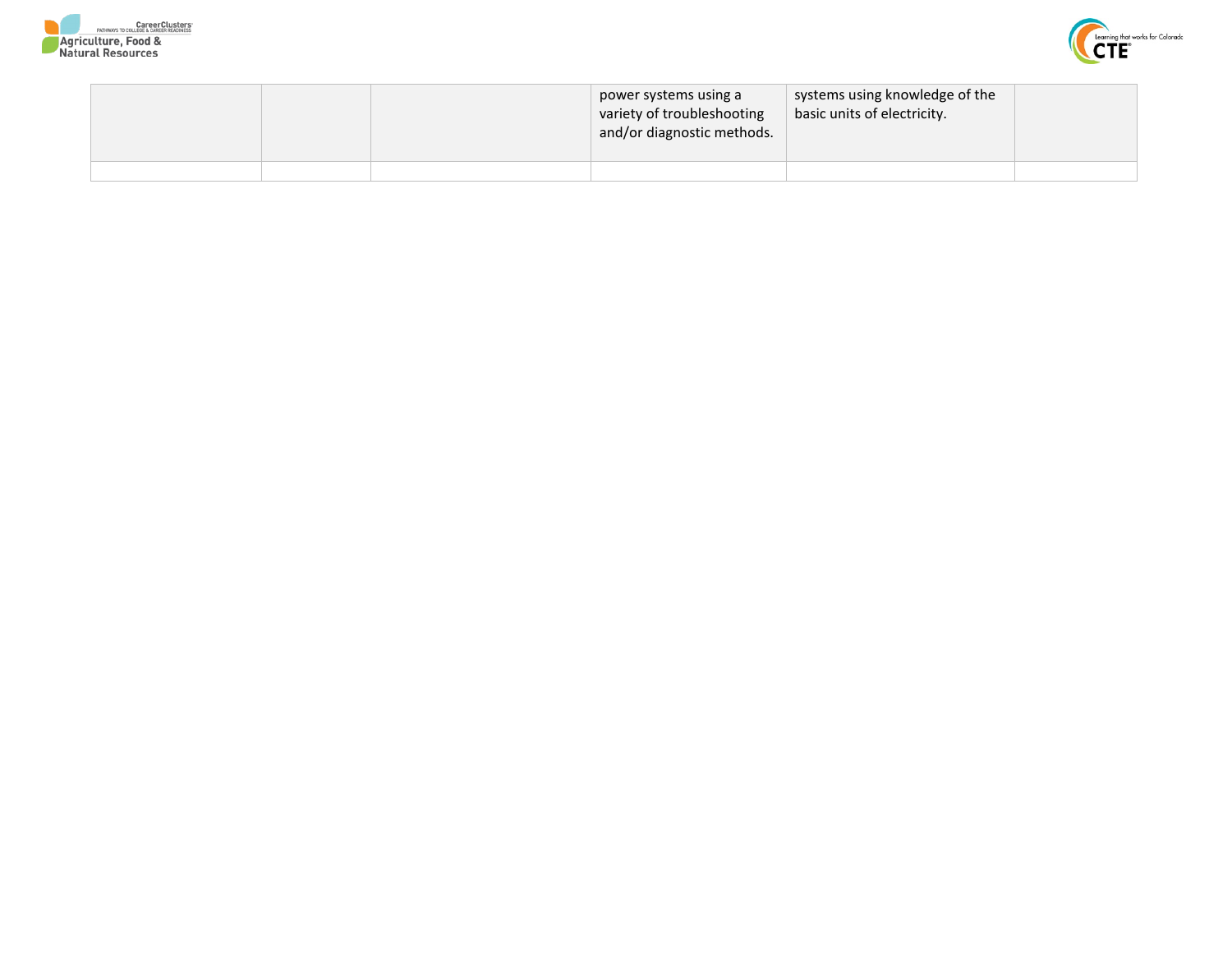| | | | | | |
|---|---|---|---|---|---|
| | | | power systems using a variety of troubleshooting and/or diagnostic methods. | systems using knowledge of the basic units of electricity. | |
| | | | | | |